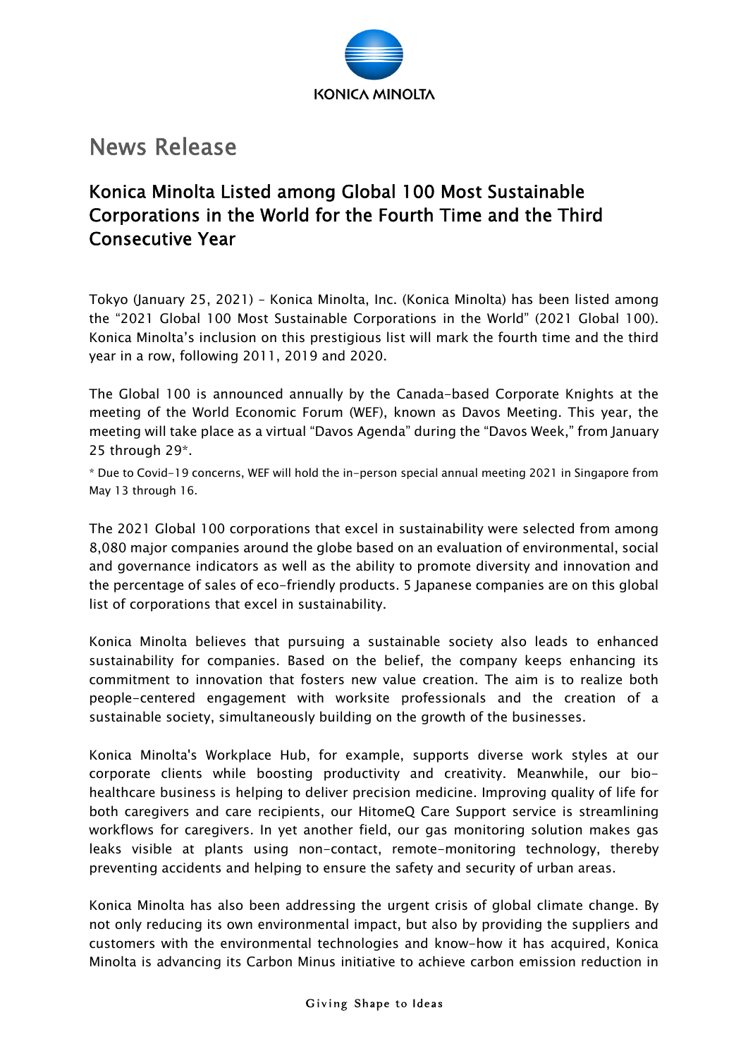# News Release

## Konica Minolta Listed among Global 100 Most Sustainable Corporations in the World for the Fourth Time and the Third Consecutive Year

Tokyo (January 25, 2021) – Konica Minolta, Inc. (Konica Minolta) has been listed among the "2021 Global 100 Most Sustainable Corporations in the World" (2021 Global 100). Konica Minolta's inclusion on this prestigious list will mark the fourth time and the third year in a row, following 2011, 2019 and 2020.

The Global 100 is announced annually by the Canada-based Corporate Knights at the meeting of the World Economic Forum (WEF), known as Davos Meeting. This year, the meeting will take place as a virtual "Davos Agenda" during the "Davos Week," from January 25 through 29*.

* Due to Covid-19 concerns, WEF will hold the in-person special annual meeting 2021 in Singapore from May 13 through 16.

The 2021 Global 100 corporations that excel in sustainability were selected from among 8,080 major companies around the globe based on an evaluation of environmental, social and governance indicators as well as the ability to promote diversity and innovation and the percentage of sales of eco-friendly products. 5 Japanese companies are on this global list of corporations that excel in sustainability.

Konica Minolta believes that pursuing a sustainable society also leads to enhanced sustainability for companies. Based on the belief, the company keeps enhancing its commitment to innovation that fosters new value creation. The aim is to realize both people-centered engagement with worksite professionals and the creation of a sustainable society, simultaneously building on the growth of the businesses.

Konica Minolta's Workplace Hub, for example, supports diverse work styles at our corporate clients while boosting productivity and creativity. Meanwhile, our bio-healthcare business is helping to deliver precision medicine. Improving quality of life for both caregivers and care recipients, our HitomeQ Care Support service is streamlining workflows for caregivers. In yet another field, our gas monitoring solution makes gas leaks visible at plants using non-contact, remote-monitoring technology, thereby preventing accidents and helping to ensure the safety and security of urban areas.

Konica Minolta has also been addressing the urgent crisis of global climate change. By not only reducing its own environmental impact, but also by providing the suppliers and customers with the environmental technologies and know-how it has acquired, Konica Minolta is advancing its Carbon Minus initiative to achieve carbon emission reduction in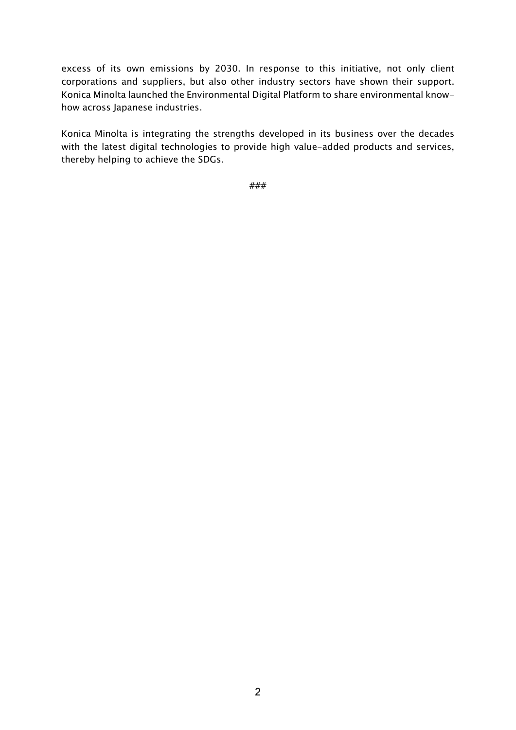excess of its own emissions by 2030. In response to this initiative, not only client corporations and suppliers, but also other industry sectors have shown their support. Konica Minolta launched the Environmental Digital Platform to share environmental know-how across Japanese industries.

Konica Minolta is integrating the strengths developed in its business over the decades with the latest digital technologies to provide high value-added products and services, thereby helping to achieve the SDGs.

###